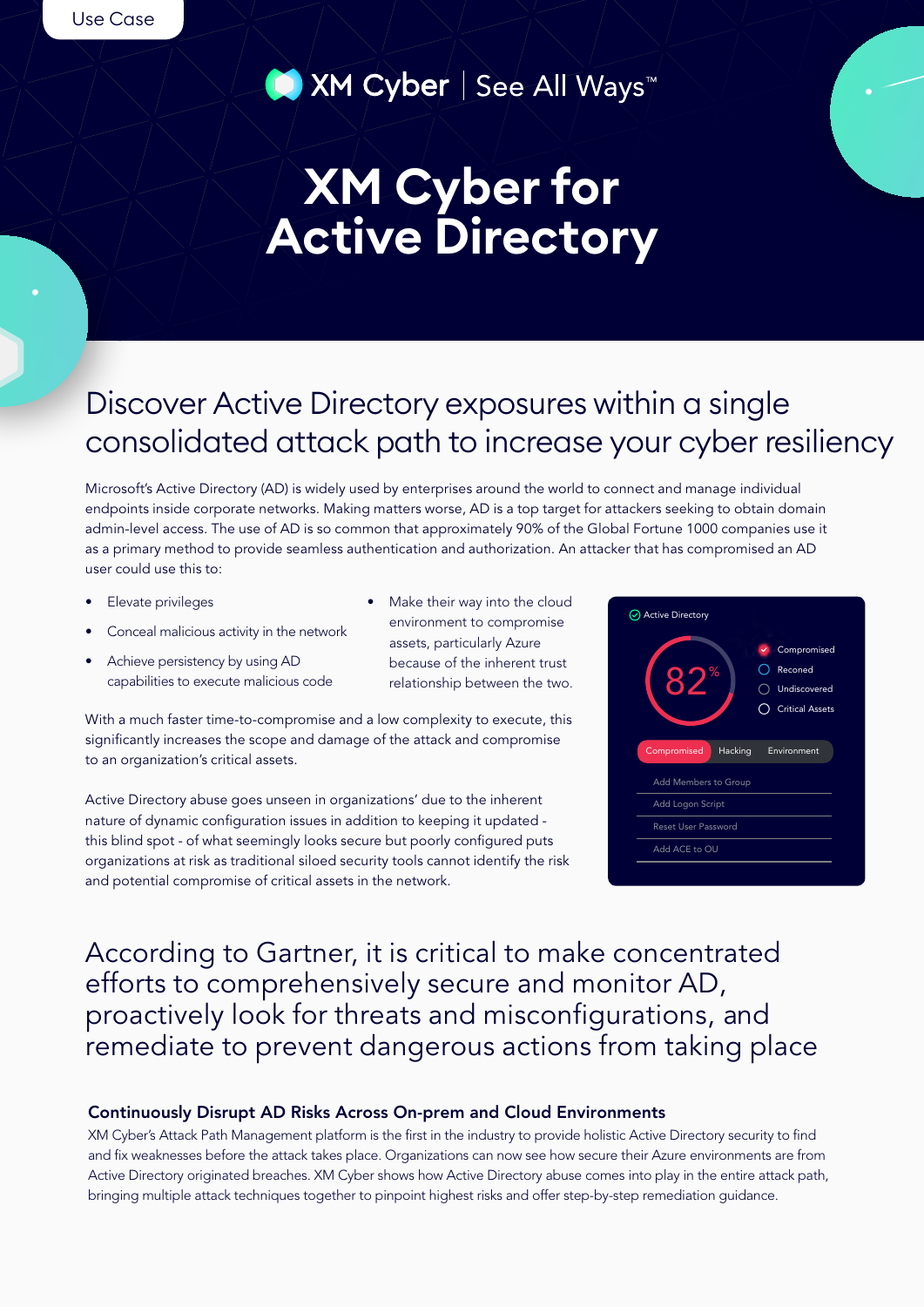Use Case

XM Cyber | See All Ways™

# XM Cyber for Active Directory

## Discover Active Directory exposures within a single consolidated attack path to increase your cyber resiliency

Microsoft's Active Directory (AD) is widely used by enterprises around the world to connect and manage individual endpoints inside corporate networks. Making matters worse, AD is a top target for attackers seeking to obtain domain admin-level access. The use of AD is so common that approximately 90% of the Global Fortune 1000 companies use it as a primary method to provide seamless authentication and authorization. An attacker that has compromised an AD user could use this to:

- Elevate privileges
- Conceal malicious activity in the network
- Achieve persistency by using AD capabilities to execute malicious code
- Make their way into the cloud environment to compromise assets, particularly Azure because of the inherent trust relationship between the two.

With a much faster time-to-compromise and a low complexity to execute, this significantly increases the scope and damage of the attack and compromise to an organization's critical assets.

Active Directory abuse goes unseen in organizations' due to the inherent nature of dynamic configuration issues in addition to keeping it updated - this blind spot - of what seemingly looks secure but poorly configured puts organizations at risk as traditional siloed security tools cannot identify the risk and potential compromise of critical assets in the network.

Active Directory

82%

- Compromised
- Reconed
- Undiscovered
- Critical Assets

Compromised | Hacking | Environment

- Add Members to Group
- Add Logon Script
- Reset User Password
- Add ACE to OU

## According to Gartner, it is critical to make concentrated efforts to comprehensively secure and monitor AD, proactively look for threats and misconfigurations, and remediate to prevent dangerous actions from taking place

### Continuously Disrupt AD Risks Across On-prem and Cloud Environments

XM Cyber's Attack Path Management platform is the first in the industry to provide holistic Active Directory security to find and fix weaknesses before the attack takes place. Organizations can now see how secure their Azure environments are from Active Directory originated breaches. XM Cyber shows how Active Directory abuse comes into play in the entire attack path, bringing multiple attack techniques together to pinpoint highest risks and offer step-by-step remediation guidance.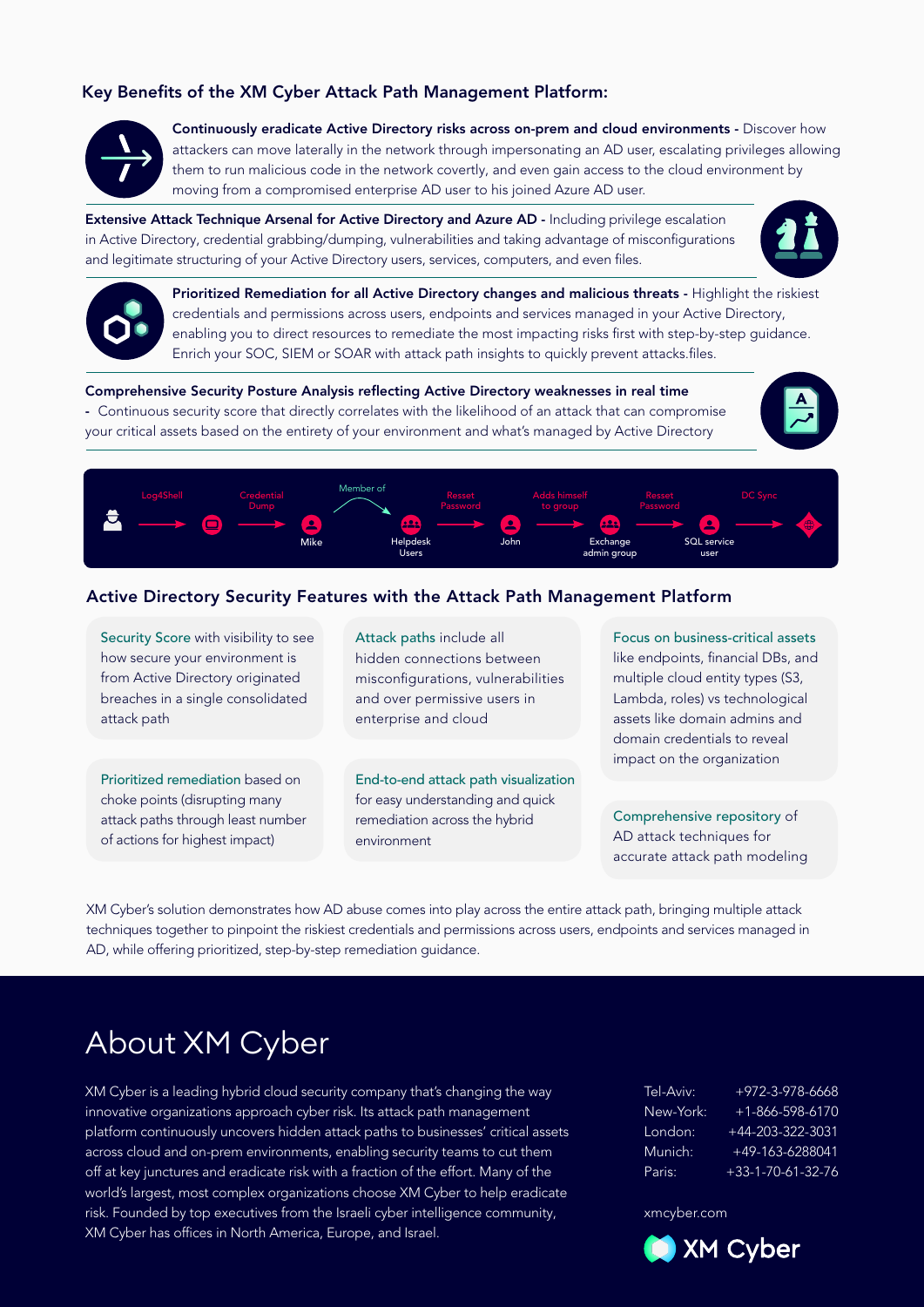## Key Benefits of the XM Cyber Attack Path Management Platform:

**Continuously eradicate Active Directory risks across on-prem and cloud environments -** Discover how attackers can move laterally in the network through impersonating an AD user, escalating privileges allowing them to run malicious code in the network covertly, and even gain access to the cloud environment by moving from a compromised enterprise AD user to his joined Azure AD user.

**Extensive Attack Technique Arsenal for Active Directory and Azure AD -** Including privilege escalation in Active Directory, credential grabbing/dumping, vulnerabilities and taking advantage of misconfigurations and legitimate structuring of your Active Directory users, services, computers, and even files.

**Prioritized Remediation for all Active Directory changes and malicious threats -** Highlight the riskiest credentials and permissions across users, endpoints and services managed in your Active Directory, enabling you to direct resources to remediate the most impacting risks first with step-by-step guidance. Enrich your SOC, SIEM or SOAR with attack path insights to quickly prevent attacks.files.

**Comprehensive Security Posture Analysis reflecting Active Directory weaknesses in real time** - Continuous security score that directly correlates with the likelihood of an attack that can compromise your critical assets based on the entirety of your environment and what's managed by Active Directory

Log4Shell
Credential Dump
Mike
Member of
Helpdesk Users
Resset Password
John
Adds himself to group
Exchange admin group
Resset Password
SQL service user
DC Sync

## Active Directory Security Features with the Attack Path Management Platform

**Security Score** with visibility to see how secure your environment is from Active Directory originated breaches in a single consolidated attack path

**Attack paths** include all hidden connections between misconfigurations, vulnerabilities and over permissive users in enterprise and cloud

**Focus on business-critical assets** like endpoints, financial DBs, and multiple cloud entity types (S3, Lambda, roles) vs technological assets like domain admins and domain credentials to reveal impact on the organization

**Prioritized remediation** based on choke points (disrupting many attack paths through least number of actions for highest impact)

**End-to-end attack path visualization** for easy understanding and quick remediation across the hybrid environment

**Comprehensive repository** of AD attack techniques for accurate attack path modeling

XM Cyber's solution demonstrates how AD abuse comes into play across the entire attack path, bringing multiple attack techniques together to pinpoint the riskiest credentials and permissions across users, endpoints and services managed in AD, while offering prioritized, step-by-step remediation guidance.

# About XM Cyber

XM Cyber is a leading hybrid cloud security company that's changing the way innovative organizations approach cyber risk. Its attack path management platform continuously uncovers hidden attack paths to businesses' critical assets across cloud and on-prem environments, enabling security teams to cut them off at key junctures and eradicate risk with a fraction of the effort. Many of the world's largest, most complex organizations choose XM Cyber to help eradicate risk. Founded by top executives from the Israeli cyber intelligence community, XM Cyber has offices in North America, Europe, and Israel.

| | |
|---|---|
| Tel-Aviv: | +972-3-978-6668 |
| New-York: | +1-866-598-6170 |
| London: | +44-203-322-3031 |
| Munich: | +49-163-6288041 |
| Paris: | +33-1-70-61-32-76 |

xmcyber.com

XM Cyber